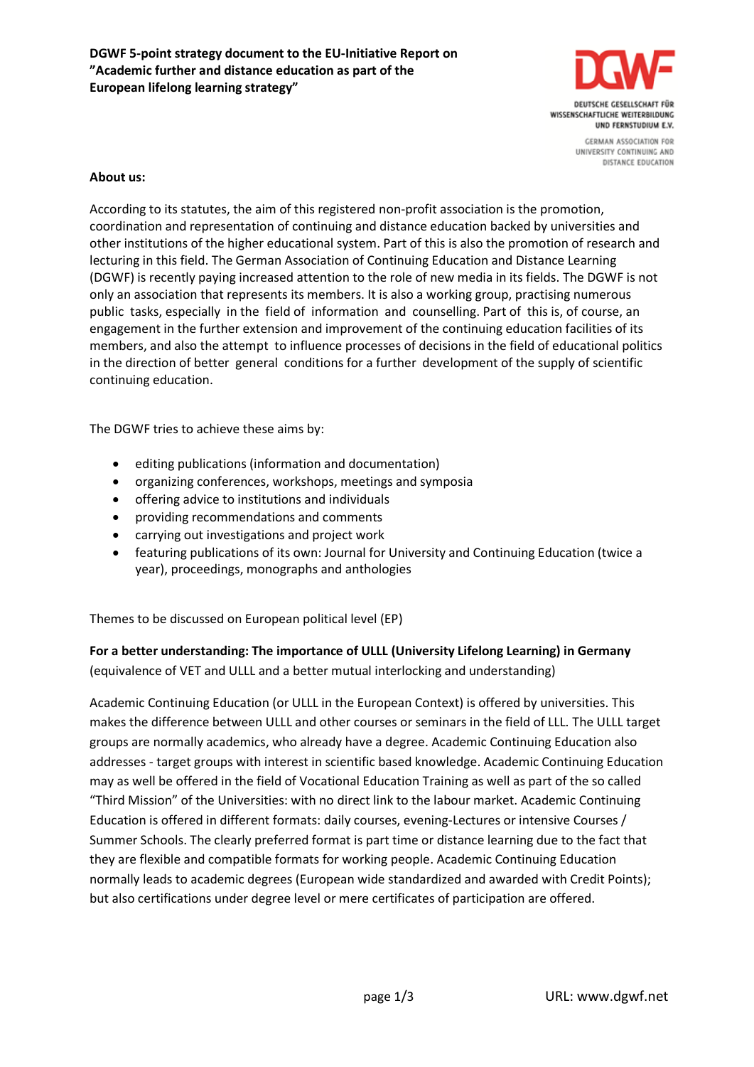**DGWF 5-point strategy document to the EU-Initiative Report on "Academic further and distance education as part of the European lifelong learning strategy"**

DEUTSCHE GESELLSCHAFT FÜR WISSENSCHAFTLICHE WEITERBILDUNG UND FERNSTUDIUM E.V.

GERMAN ASSOCIATION FOR UNIVERSITY CONTINUING AND DISTANCE EDUCATION

**About us:**

According to its statutes, the aim of this registered non-profit association is the promotion, coordination and representation of continuing and distance education backed by universities and other institutions of the higher educational system. Part of this is also the promotion of research and lecturing in this field. The German Association of Continuing Education and Distance Learning (DGWF) is recently paying increased attention to the role of new media in its fields. The DGWF is not only an association that represents its members. It is also a working group, practising numerous public tasks, especially in the field of information and counselling. Part of this is, of course, an engagement in the further extension and improvement of the continuing education facilities of its members, and also the attempt to influence processes of decisions in the field of educational politics in the direction of better general conditions for a further development of the supply of scientific continuing education.

The DGWF tries to achieve these aims by:

- editing publications (information and documentation)
- organizing conferences, workshops, meetings and symposia
- offering advice to institutions and individuals
- providing recommendations and comments
- carrying out investigations and project work
- featuring publications of its own: Journal for University and Continuing Education (twice a year), proceedings, monographs and anthologies

Themes to be discussed on European political level (EP)

**For a better understanding: The importance of ULLL (University Lifelong Learning) in Germany**
(equivalence of VET and ULLL and a better mutual interlocking and understanding)

Academic Continuing Education (or ULLL in the European Context) is offered by universities. This makes the difference between ULLL and other courses or seminars in the field of LLL. The ULLL target groups are normally academics, who already have a degree. Academic Continuing Education also addresses - target groups with interest in scientific based knowledge. Academic Continuing Education may as well be offered in the field of Vocational Education Training as well as part of the so called "Third Mission" of the Universities: with no direct link to the labour market. Academic Continuing Education is offered in different formats: daily courses, evening-Lectures or intensive Courses / Summer Schools. The clearly preferred format is part time or distance learning due to the fact that they are flexible and compatible formats for working people. Academic Continuing Education normally leads to academic degrees (European wide standardized and awarded with Credit Points); but also certifications under degree level or mere certificates of participation are offered.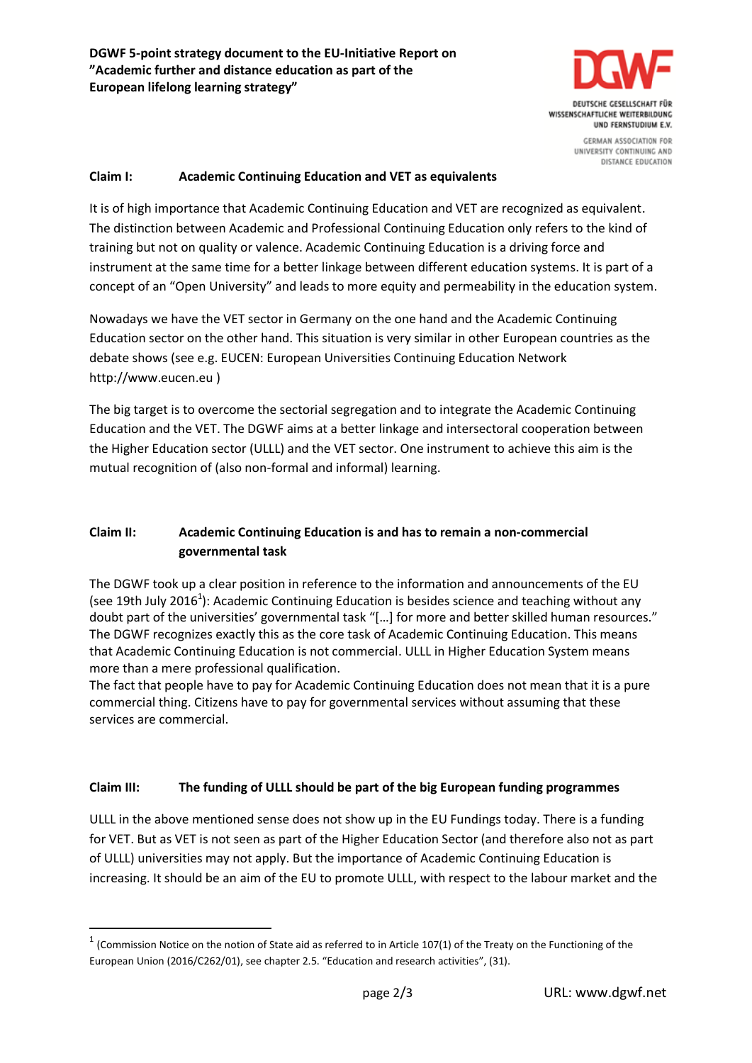**DGWF 5-point strategy document to the EU-Initiative Report on "Academic further and distance education as part of the European lifelong learning strategy"**

DEUTSCHE GESELLSCHAFT FÜR WISSENSCHAFTLICHE WEITERBILDUNG UND FERNSTUDIUM E.V.

GERMAN ASSOCIATION FOR UNIVERSITY CONTINUING AND DISTANCE EDUCATION

## Claim I: Academic Continuing Education and VET as equivalents

It is of high importance that Academic Continuing Education and VET are recognized as equivalent. The distinction between Academic and Professional Continuing Education only refers to the kind of training but not on quality or valence. Academic Continuing Education is a driving force and instrument at the same time for a better linkage between different education systems. It is part of a concept of an "Open University" and leads to more equity and permeability in the education system.

Nowadays we have the VET sector in Germany on the one hand and the Academic Continuing Education sector on the other hand. This situation is very similar in other European countries as the debate shows (see e.g. EUCEN: European Universities Continuing Education Network http://www.eucen.eu )

The big target is to overcome the sectorial segregation and to integrate the Academic Continuing Education and the VET. The DGWF aims at a better linkage and intersectoral cooperation between the Higher Education sector (ULLL) and the VET sector. One instrument to achieve this aim is the mutual recognition of (also non-formal and informal) learning.

## Claim II: Academic Continuing Education is and has to remain a non-commercial governmental task

The DGWF took up a clear position in reference to the information and announcements of the EU (see 19th July 2016[1]): Academic Continuing Education is besides science and teaching without any doubt part of the universities' governmental task "[…] for more and better skilled human resources." The DGWF recognizes exactly this as the core task of Academic Continuing Education. This means that Academic Continuing Education is not commercial. ULLL in Higher Education System means more than a mere professional qualification.
The fact that people have to pay for Academic Continuing Education does not mean that it is a pure commercial thing. Citizens have to pay for governmental services without assuming that these services are commercial.

## Claim III: The funding of ULLL should be part of the big European funding programmes

ULLL in the above mentioned sense does not show up in the EU Fundings today. There is a funding for VET. But as VET is not seen as part of the Higher Education Sector (and therefore also not as part of ULLL) universities may not apply. But the importance of Academic Continuing Education is increasing. It should be an aim of the EU to promote ULLL, with respect to the labour market and the

[1] (Commission Notice on the notion of State aid as referred to in Article 107(1) of the Treaty on the Functioning of the European Union (2016/C262/01), see chapter 2.5. "Education and research activities", (31).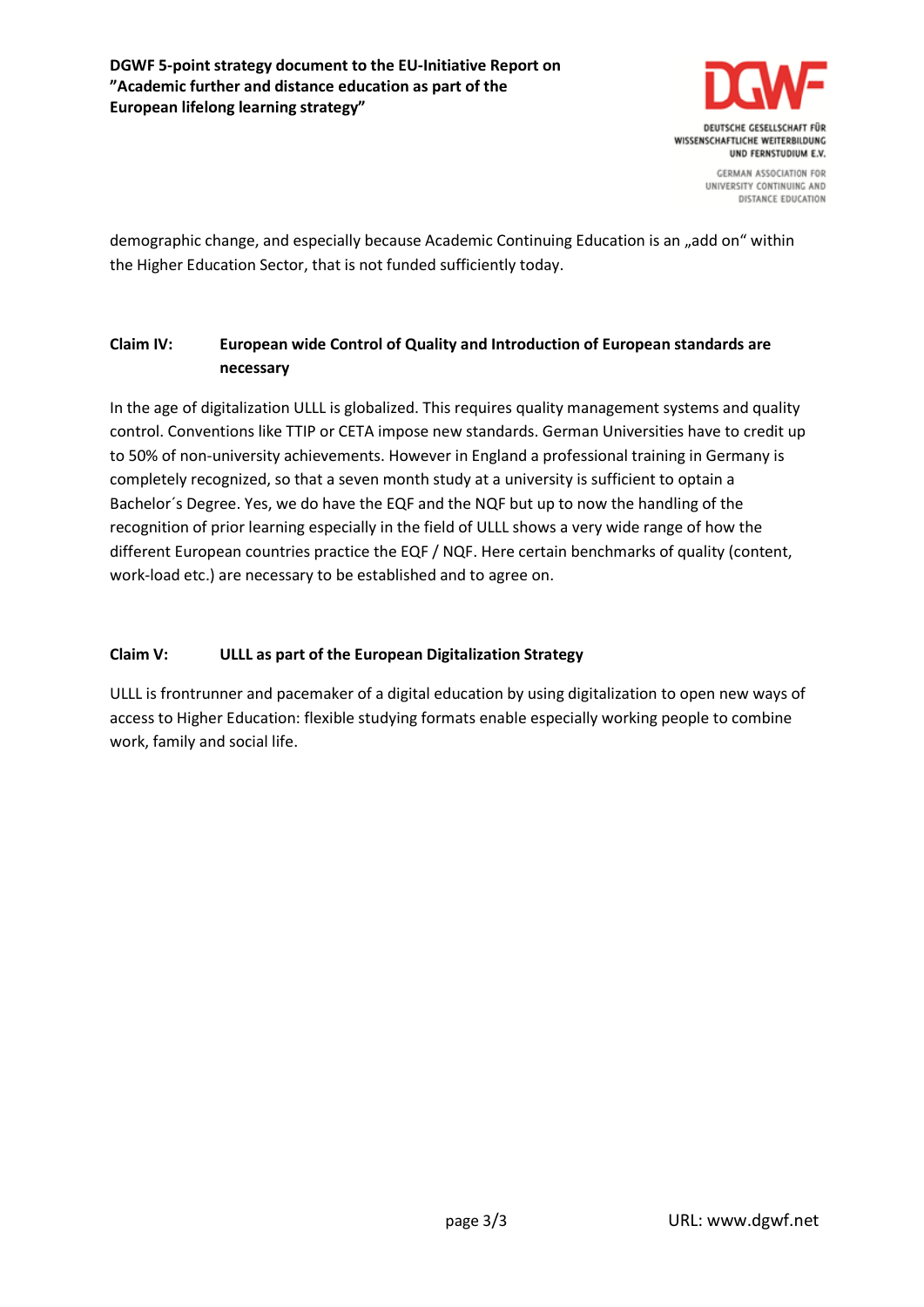demographic change, and especially because Academic Continuing Education is an „add on" within the Higher Education Sector, that is not funded sufficiently today.

**Claim IV: European wide Control of Quality and Introduction of European standards are necessary**

In the age of digitalization ULLL is globalized. This requires quality management systems and quality control. Conventions like TTIP or CETA impose new standards. German Universities have to credit up to 50% of non-university achievements. However in England a professional training in Germany is completely recognized, so that a seven month study at a university is sufficient to optain a Bachelor´s Degree. Yes, we do have the EQF and the NQF but up to now the handling of the recognition of prior learning especially in the field of ULLL shows a very wide range of how the different European countries practice the EQF / NQF. Here certain benchmarks of quality (content, work-load etc.) are necessary to be established and to agree on.

**Claim V: ULLL as part of the European Digitalization Strategy**

ULLL is frontrunner and pacemaker of a digital education by using digitalization to open new ways of access to Higher Education: flexible studying formats enable especially working people to combine work, family and social life.